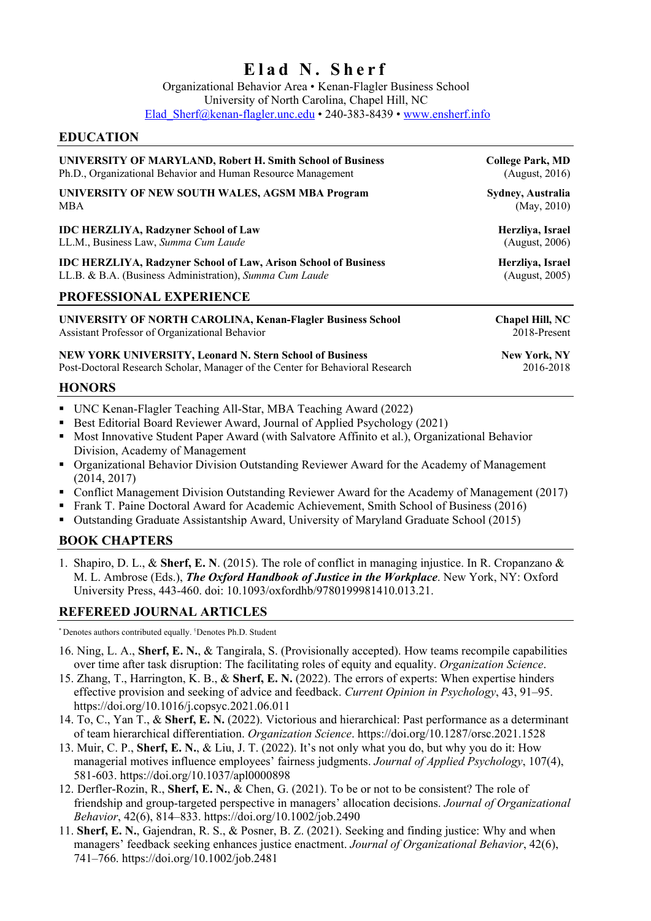# Elad N. Sherf

Organizational Behavior Area • Kenan-Flagler Business School
University of North Carolina, Chapel Hill, NC
Elad_Sherf@kenan-flagler.unc.edu • 240-383-8439 • www.ensherf.info

## EDUCATION

**UNIVERSITY OF MARYLAND, Robert H. Smith School of Business** — **College Park, MD**
Ph.D., Organizational Behavior and Human Resource Management (August, 2016)

**UNIVERSITY OF NEW SOUTH WALES, AGSM MBA Program** — **Sydney, Australia**
MBA (May, 2010)

**IDC HERZLIYA, Radzyner School of Law** — **Herzliya, Israel**
LL.M., Business Law, *Summa Cum Laude* (August, 2006)

**IDC HERZLIYA, Radzyner School of Law, Arison School of Business** — **Herzliya, Israel**
LL.B. & B.A. (Business Administration), *Summa Cum Laude* (August, 2005)

## PROFESSIONAL EXPERIENCE

**UNIVERSITY OF NORTH CAROLINA, Kenan-Flagler Business School** — **Chapel Hill, NC**
Assistant Professor of Organizational Behavior, 2018-Present

**NEW YORK UNIVERSITY, Leonard N. Stern School of Business** — **New York, NY**
Post-Doctoral Research Scholar, Manager of the Center for Behavioral Research, 2016-2018

## HONORS

- UNC Kenan-Flagler Teaching All-Star, MBA Teaching Award (2022)
- Best Editorial Board Reviewer Award, Journal of Applied Psychology (2021)
- Most Innovative Student Paper Award (with Salvatore Affinito et al.), Organizational Behavior Division, Academy of Management
- Organizational Behavior Division Outstanding Reviewer Award for the Academy of Management (2014, 2017)
- Conflict Management Division Outstanding Reviewer Award for the Academy of Management (2017)
- Frank T. Paine Doctoral Award for Academic Achievement, Smith School of Business (2016)
- Outstanding Graduate Assistantship Award, University of Maryland Graduate School (2015)

## BOOK CHAPTERS

1. Shapiro, D. L., & **Sherf, E. N**. (2015). The role of conflict in managing injustice. In R. Cropanzano & M. L. Ambrose (Eds.), ***The Oxford Handbook of Justice in the Workplace***. New York, NY: Oxford University Press, 443-460. doi: 10.1093/oxfordhb/9780199981410.013.21.

## REFEREED JOURNAL ARTICLES

*Denotes authors contributed equally. †Denotes Ph.D. Student

16. Ning, L. A., **Sherf, E. N.**, & Tangirala, S. (Provisionally accepted). How teams recompile capabilities over time after task disruption: The facilitating roles of equity and equality. *Organization Science*.
15. Zhang, T., Harrington, K. B., & **Sherf, E. N.** (2022). The errors of experts: When expertise hinders effective provision and seeking of advice and feedback. *Current Opinion in Psychology*, 43, 91–95. https://doi.org/10.1016/j.copsyc.2021.06.011
14. To, C., Yan T., & **Sherf, E. N.** (2022). Victorious and hierarchical: Past performance as a determinant of team hierarchical differentiation. *Organization Science*. https://doi.org/10.1287/orsc.2021.1528
13. Muir, C. P., **Sherf, E. N.**, & Liu, J. T. (2022). It's not only what you do, but why you do it: How managerial motives influence employees' fairness judgments. *Journal of Applied Psychology*, 107(4), 581-603. https://doi.org/10.1037/apl0000898
12. Derfler-Rozin, R., **Sherf, E. N.**, & Chen, G. (2021). To be or not to be consistent? The role of friendship and group-targeted perspective in managers' allocation decisions. *Journal of Organizational Behavior*, 42(6), 814–833. https://doi.org/10.1002/job.2490
11. **Sherf, E. N.**, Gajendran, R. S., & Posner, B. Z. (2021). Seeking and finding justice: Why and when managers' feedback seeking enhances justice enactment. *Journal of Organizational Behavior*, 42(6), 741–766. https://doi.org/10.1002/job.2481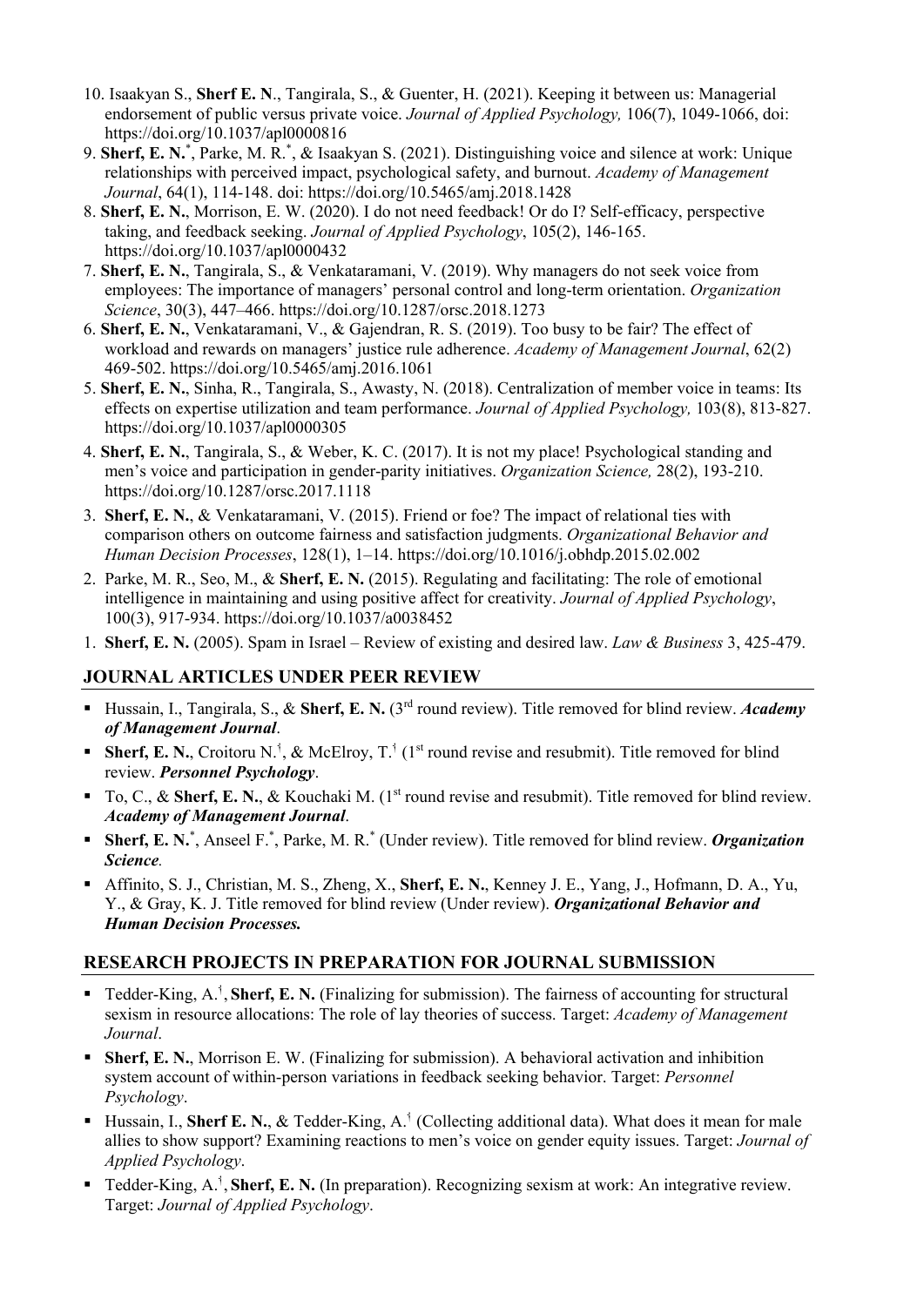10. Isaakyan S., **Sherf E. N**., Tangirala, S., & Guenter, H. (2021). Keeping it between us: Managerial endorsement of public versus private voice. *Journal of Applied Psychology,* 106(7), 1049-1066, doi: https://doi.org/10.1037/apl0000816
9. **Sherf, E. N.**[*], Parke, M. R.[*], & Isaakyan S. (2021). Distinguishing voice and silence at work: Unique relationships with perceived impact, psychological safety, and burnout. *Academy of Management Journal*, 64(1), 114-148. doi: https://doi.org/10.5465/amj.2018.1428
8. **Sherf, E. N.**, Morrison, E. W. (2020). I do not need feedback! Or do I? Self-efficacy, perspective taking, and feedback seeking. *Journal of Applied Psychology*, 105(2), 146-165. https://doi.org/10.1037/apl0000432
7. **Sherf, E. N.**, Tangirala, S., & Venkataramani, V. (2019). Why managers do not seek voice from employees: The importance of managers' personal control and long-term orientation. *Organization Science*, 30(3), 447–466. https://doi.org/10.1287/orsc.2018.1273
6. **Sherf, E. N.**, Venkataramani, V., & Gajendran, R. S. (2019). Too busy to be fair? The effect of workload and rewards on managers' justice rule adherence. *Academy of Management Journal*, 62(2) 469-502. https://doi.org/10.5465/amj.2016.1061
5. **Sherf, E. N.**, Sinha, R., Tangirala, S., Awasty, N. (2018). Centralization of member voice in teams: Its effects on expertise utilization and team performance. *Journal of Applied Psychology,* 103(8), 813-827. https://doi.org/10.1037/apl0000305
4. **Sherf, E. N.**, Tangirala, S., & Weber, K. C. (2017). It is not my place! Psychological standing and men's voice and participation in gender-parity initiatives. *Organization Science,* 28(2), 193-210. https://doi.org/10.1287/orsc.2017.1118
3. **Sherf, E. N.**, & Venkataramani, V. (2015). Friend or foe? The impact of relational ties with comparison others on outcome fairness and satisfaction judgments. *Organizational Behavior and Human Decision Processes*, 128(1), 1–14. https://doi.org/10.1016/j.obhdp.2015.02.002
2. Parke, M. R., Seo, M., & **Sherf, E. N.** (2015). Regulating and facilitating: The role of emotional intelligence in maintaining and using positive affect for creativity. *Journal of Applied Psychology*, 100(3), 917-934. https://doi.org/10.1037/a0038452
1. **Sherf, E. N.** (2005). Spam in Israel – Review of existing and desired law. *Law & Business* 3, 425-479.

## JOURNAL ARTICLES UNDER PEER REVIEW

- Hussain, I., Tangirala, S., & **Sherf, E. N.** (3rd round review). Title removed for blind review. ***Academy of Management Journal***.
- **Sherf, E. N.**, Croitoru N.[†], & McElroy, T.[†] (1st round revise and resubmit). Title removed for blind review. ***Personnel Psychology***.
- To, C., & **Sherf, E. N.**, & Kouchaki M. (1st round revise and resubmit). Title removed for blind review. ***Academy of Management Journal***.
- **Sherf, E. N.**[*], Anseel F.[*], Parke, M. R.[*] (Under review). Title removed for blind review. ***Organization Science.***
- Affinito, S. J., Christian, M. S., Zheng, X., **Sherf, E. N.**, Kenney J. E., Yang, J., Hofmann, D. A., Yu, Y., & Gray, K. J. Title removed for blind review (Under review). ***Organizational Behavior and Human Decision Processes.***

## RESEARCH PROJECTS IN PREPARATION FOR JOURNAL SUBMISSION

- Tedder-King, A.[†], **Sherf, E. N.** (Finalizing for submission). The fairness of accounting for structural sexism in resource allocations: The role of lay theories of success. Target: *Academy of Management Journal*.
- **Sherf, E. N.**, Morrison E. W. (Finalizing for submission). A behavioral activation and inhibition system account of within-person variations in feedback seeking behavior. Target: *Personnel Psychology*.
- Hussain, I., **Sherf E. N.**, & Tedder-King, A.[†] (Collecting additional data). What does it mean for male allies to show support? Examining reactions to men's voice on gender equity issues. Target: *Journal of Applied Psychology*.
- Tedder-King, A.[†], **Sherf, E. N.** (In preparation). Recognizing sexism at work: An integrative review. Target: *Journal of Applied Psychology*.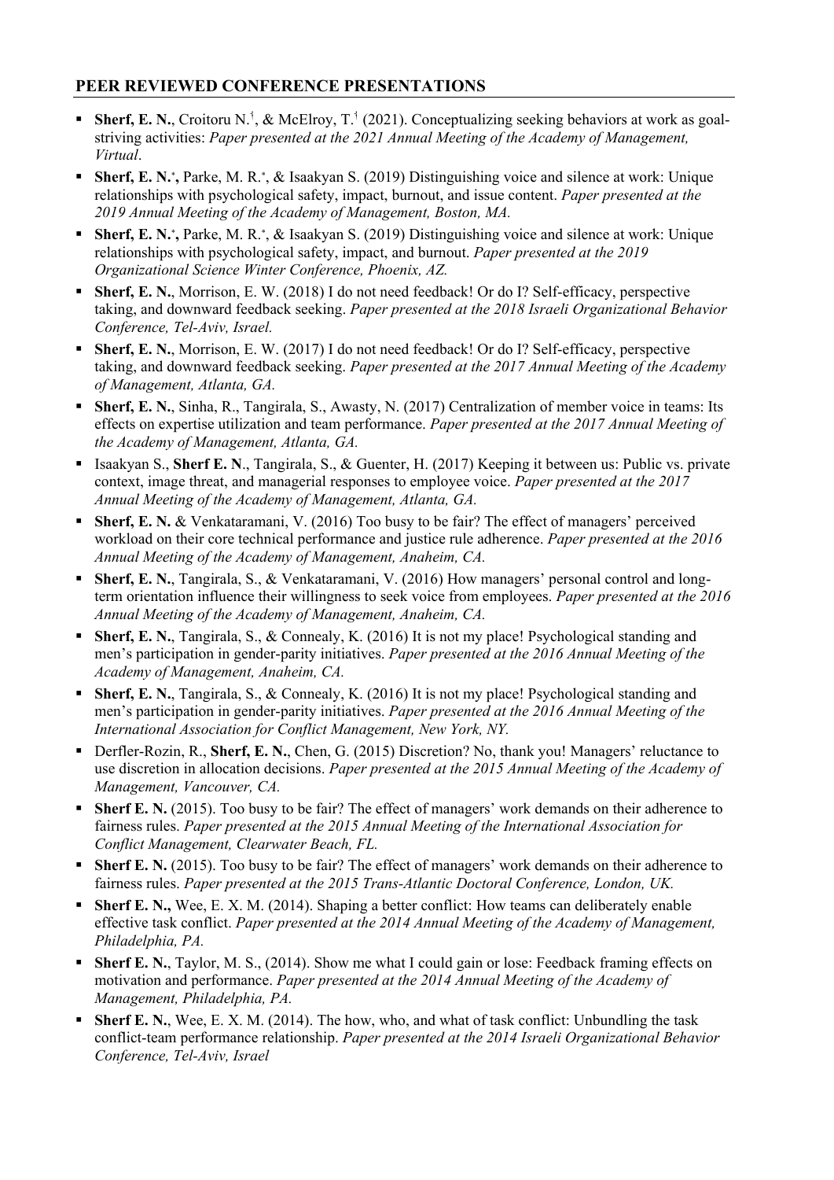## PEER REVIEWED CONFERENCE PRESENTATIONS

- **Sherf, E. N.**, Croitoru N.[†], & McElroy, T.[†] (2021). Conceptualizing seeking behaviors at work as goal-striving activities: *Paper presented at the 2021 Annual Meeting of the Academy of Management, Virtual*.
- **Sherf, E. N.[*],** Parke, M. R.[*], & Isaakyan S. (2019) Distinguishing voice and silence at work: Unique relationships with psychological safety, impact, burnout, and issue content. *Paper presented at the 2019 Annual Meeting of the Academy of Management, Boston, MA.*
- **Sherf, E. N.[*],** Parke, M. R.[*], & Isaakyan S. (2019) Distinguishing voice and silence at work: Unique relationships with psychological safety, impact, and burnout. *Paper presented at the 2019 Organizational Science Winter Conference, Phoenix, AZ.*
- **Sherf, E. N.**, Morrison, E. W. (2018) I do not need feedback! Or do I? Self-efficacy, perspective taking, and downward feedback seeking. *Paper presented at the 2018 Israeli Organizational Behavior Conference, Tel-Aviv, Israel.*
- **Sherf, E. N.**, Morrison, E. W. (2017) I do not need feedback! Or do I? Self-efficacy, perspective taking, and downward feedback seeking. *Paper presented at the 2017 Annual Meeting of the Academy of Management, Atlanta, GA.*
- **Sherf, E. N.**, Sinha, R., Tangirala, S., Awasty, N. (2017) Centralization of member voice in teams: Its effects on expertise utilization and team performance. *Paper presented at the 2017 Annual Meeting of the Academy of Management, Atlanta, GA.*
- Isaakyan S., **Sherf E. N**., Tangirala, S., & Guenter, H. (2017) Keeping it between us: Public vs. private context, image threat, and managerial responses to employee voice. *Paper presented at the 2017 Annual Meeting of the Academy of Management, Atlanta, GA.*
- **Sherf, E. N.** & Venkataramani, V. (2016) Too busy to be fair? The effect of managers' perceived workload on their core technical performance and justice rule adherence. *Paper presented at the 2016 Annual Meeting of the Academy of Management, Anaheim, CA.*
- **Sherf, E. N.**, Tangirala, S., & Venkataramani, V. (2016) How managers' personal control and long-term orientation influence their willingness to seek voice from employees. *Paper presented at the 2016 Annual Meeting of the Academy of Management, Anaheim, CA.*
- **Sherf, E. N.**, Tangirala, S., & Connealy, K. (2016) It is not my place! Psychological standing and men's participation in gender-parity initiatives. *Paper presented at the 2016 Annual Meeting of the Academy of Management, Anaheim, CA.*
- **Sherf, E. N.**, Tangirala, S., & Connealy, K. (2016) It is not my place! Psychological standing and men's participation in gender-parity initiatives. *Paper presented at the 2016 Annual Meeting of the International Association for Conflict Management, New York, NY.*
- Derfler-Rozin, R., **Sherf, E. N.**, Chen, G. (2015) Discretion? No, thank you! Managers' reluctance to use discretion in allocation decisions. *Paper presented at the 2015 Annual Meeting of the Academy of Management, Vancouver, CA.*
- **Sherf E. N.** (2015). Too busy to be fair? The effect of managers' work demands on their adherence to fairness rules. *Paper presented at the 2015 Annual Meeting of the International Association for Conflict Management, Clearwater Beach, FL.*
- **Sherf E. N.** (2015). Too busy to be fair? The effect of managers' work demands on their adherence to fairness rules. *Paper presented at the 2015 Trans-Atlantic Doctoral Conference, London, UK.*
- **Sherf E. N.,** Wee, E. X. M. (2014). Shaping a better conflict: How teams can deliberately enable effective task conflict. *Paper presented at the 2014 Annual Meeting of the Academy of Management, Philadelphia, PA.*
- **Sherf E. N.**, Taylor, M. S., (2014). Show me what I could gain or lose: Feedback framing effects on motivation and performance. *Paper presented at the 2014 Annual Meeting of the Academy of Management, Philadelphia, PA.*
- **Sherf E. N.**, Wee, E. X. M. (2014). The how, who, and what of task conflict: Unbundling the task conflict-team performance relationship. *Paper presented at the 2014 Israeli Organizational Behavior Conference, Tel-Aviv, Israel*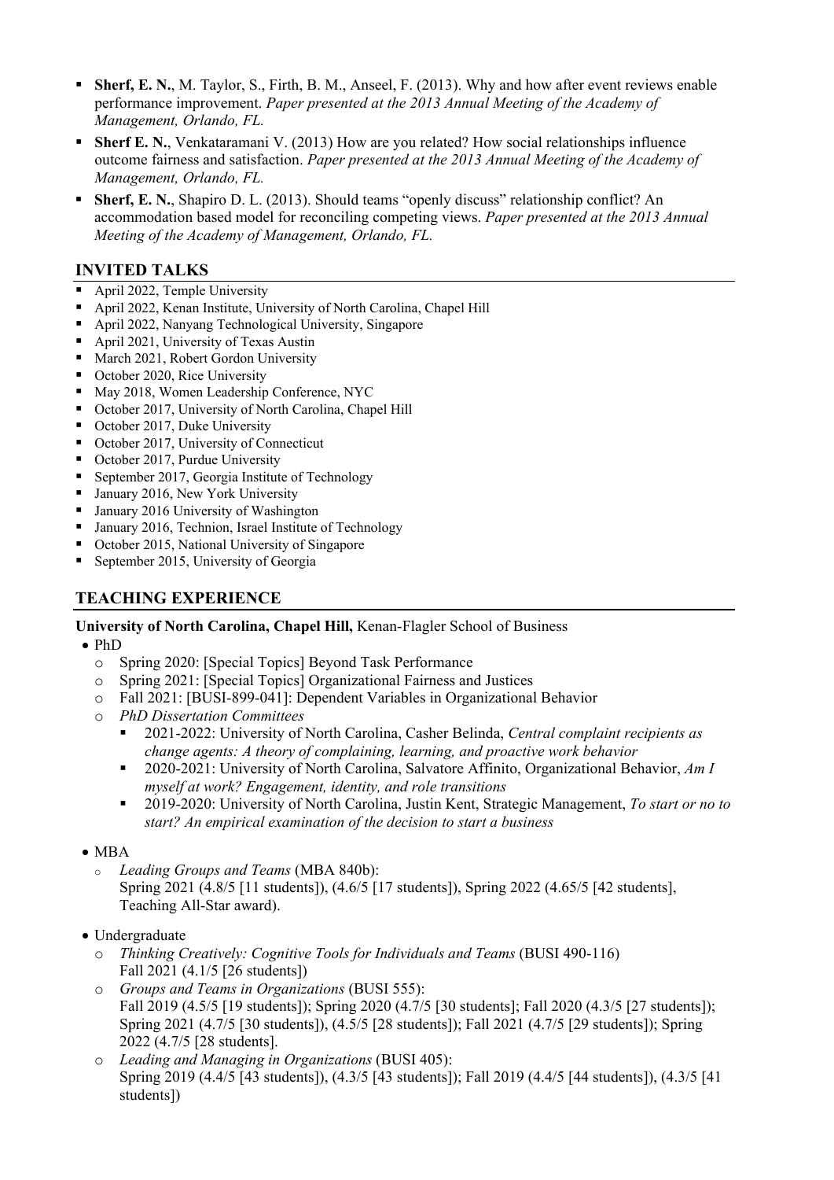- **Sherf, E. N.**, M. Taylor, S., Firth, B. M., Anseel, F. (2013). Why and how after event reviews enable performance improvement. *Paper presented at the 2013 Annual Meeting of the Academy of Management, Orlando, FL.*
- **Sherf E. N.**, Venkataramani V. (2013) How are you related? How social relationships influence outcome fairness and satisfaction. *Paper presented at the 2013 Annual Meeting of the Academy of Management, Orlando, FL.*
- **Sherf, E. N.**, Shapiro D. L. (2013). Should teams "openly discuss" relationship conflict? An accommodation based model for reconciling competing views. *Paper presented at the 2013 Annual Meeting of the Academy of Management, Orlando, FL.*

## INVITED TALKS

- April 2022, Temple University
- April 2022, Kenan Institute, University of North Carolina, Chapel Hill
- April 2022, Nanyang Technological University, Singapore
- April 2021, University of Texas Austin
- March 2021, Robert Gordon University
- October 2020, Rice University
- May 2018, Women Leadership Conference, NYC
- October 2017, University of North Carolina, Chapel Hill
- October 2017, Duke University
- October 2017, University of Connecticut
- October 2017, Purdue University
- September 2017, Georgia Institute of Technology
- January 2016, New York University
- January 2016 University of Washington
- January 2016, Technion, Israel Institute of Technology
- October 2015, National University of Singapore
- September 2015, University of Georgia

## TEACHING EXPERIENCE

**University of North Carolina, Chapel Hill,** Kenan-Flagler School of Business

- PhD
  - Spring 2020: [Special Topics] Beyond Task Performance
  - Spring 2021: [Special Topics] Organizational Fairness and Justices
  - Fall 2021: [BUSI-899-041]: Dependent Variables in Organizational Behavior
  - *PhD Dissertation Committees*
    - 2021-2022: University of North Carolina, Casher Belinda, *Central complaint recipients as change agents: A theory of complaining, learning, and proactive work behavior*
    - 2020-2021: University of North Carolina, Salvatore Affinito, Organizational Behavior, *Am I myself at work? Engagement, identity, and role transitions*
    - 2019-2020: University of North Carolina, Justin Kent, Strategic Management, *To start or no to start? An empirical examination of the decision to start a business*

- MBA
  - *Leading Groups and Teams* (MBA 840b):
    Spring 2021 (4.8/5 [11 students]), (4.6/5 [17 students]), Spring 2022 (4.65/5 [42 students], Teaching All-Star award).

- Undergraduate
  - *Thinking Creatively: Cognitive Tools for Individuals and Teams* (BUSI 490-116)
    Fall 2021 (4.1/5 [26 students])
  - *Groups and Teams in Organizations* (BUSI 555):
    Fall 2019 (4.5/5 [19 students]); Spring 2020 (4.7/5 [30 students]; Fall 2020 (4.3/5 [27 students]); Spring 2021 (4.7/5 [30 students]), (4.5/5 [28 students]); Fall 2021 (4.7/5 [29 students]); Spring 2022 (4.7/5 [28 students].
  - *Leading and Managing in Organizations* (BUSI 405):
    Spring 2019 (4.4/5 [43 students]), (4.3/5 [43 students]); Fall 2019 (4.4/5 [44 students]), (4.3/5 [41 students])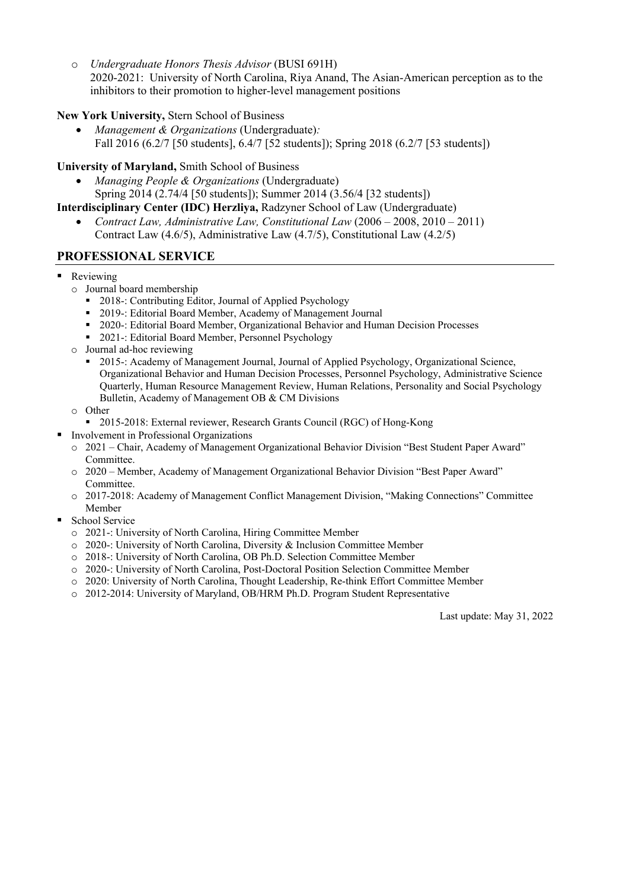- *Undergraduate Honors Thesis Advisor* (BUSI 691H)
  2020-2021: University of North Carolina, Riya Anand, The Asian-American perception as to the inhibitors to their promotion to higher-level management positions

**New York University,** Stern School of Business

- *Management & Organizations* (Undergraduate)*:*
  Fall 2016 (6.2/7 [50 students], 6.4/7 [52 students]); Spring 2018 (6.2/7 [53 students])

**University of Maryland,** Smith School of Business

- *Managing People & Organizations* (Undergraduate)
  Spring 2014 (2.74/4 [50 students]); Summer 2014 (3.56/4 [32 students])

**Interdisciplinary Center (IDC) Herzliya,** Radzyner School of Law (Undergraduate)

- *Contract Law, Administrative Law, Constitutional Law* (2006 – 2008, 2010 – 2011)
  Contract Law (4.6/5), Administrative Law (4.7/5), Constitutional Law (4.2/5)

## PROFESSIONAL SERVICE

- Reviewing
  - Journal board membership
    - 2018-: Contributing Editor, Journal of Applied Psychology
    - 2019-: Editorial Board Member, Academy of Management Journal
    - 2020-: Editorial Board Member, Organizational Behavior and Human Decision Processes
    - 2021-: Editorial Board Member, Personnel Psychology
  - Journal ad-hoc reviewing
    - 2015-: Academy of Management Journal, Journal of Applied Psychology, Organizational Science, Organizational Behavior and Human Decision Processes, Personnel Psychology, Administrative Science Quarterly, Human Resource Management Review, Human Relations, Personality and Social Psychology Bulletin, Academy of Management OB & CM Divisions
  - Other
    - 2015-2018: External reviewer, Research Grants Council (RGC) of Hong-Kong
- Involvement in Professional Organizations
  - 2021 – Chair, Academy of Management Organizational Behavior Division "Best Student Paper Award" Committee.
  - 2020 – Member, Academy of Management Organizational Behavior Division "Best Paper Award" Committee.
  - 2017-2018: Academy of Management Conflict Management Division, "Making Connections" Committee Member
- School Service
  - 2021-: University of North Carolina, Hiring Committee Member
  - 2020-: University of North Carolina, Diversity & Inclusion Committee Member
  - 2018-: University of North Carolina, OB Ph.D. Selection Committee Member
  - 2020-: University of North Carolina, Post-Doctoral Position Selection Committee Member
  - 2020: University of North Carolina, Thought Leadership, Re-think Effort Committee Member
  - 2012-2014: University of Maryland, OB/HRM Ph.D. Program Student Representative

Last update: May 31, 2022